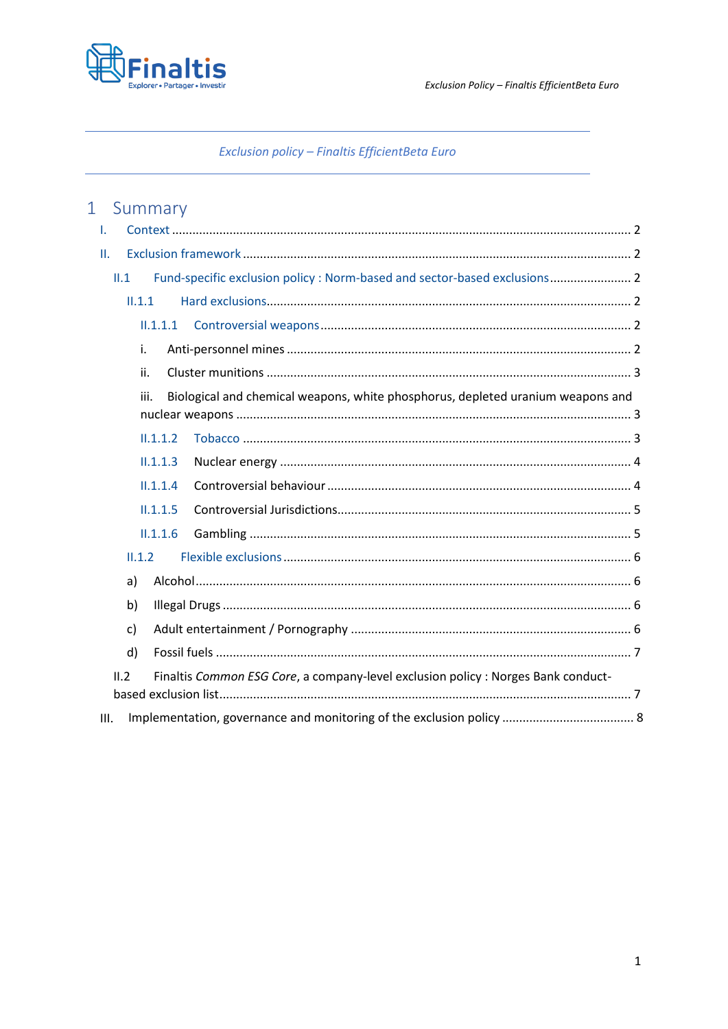Exclusion policy – Finaltis EfficientBeta Euro

*Exclusion policy – Finaltis EfficientBeta Euro*

# 1 Summary

- I. Context ..... 2
- II. Exclusion framework ..... 2
  - II.1 Fund-specific exclusion policy : Norm-based and sector-based exclusions ..... 2
    - II.1.1 Hard exclusions ..... 2
      - II.1.1.1 Controversial weapons ..... 2
        - i. Anti-personnel mines ..... 2
        - ii. Cluster munitions ..... 3
        - iii. Biological and chemical weapons, white phosphorus, depleted uranium weapons and nuclear weapons ..... 3
      - II.1.1.2 Tobacco ..... 3
      - II.1.1.3 Nuclear energy ..... 4
      - II.1.1.4 Controversial behaviour ..... 4
      - II.1.1.5 Controversial Jurisdictions ..... 5
      - II.1.1.6 Gambling ..... 5
    - II.1.2 Flexible exclusions ..... 6
      - a) Alcohol ..... 6
      - b) Illegal Drugs ..... 6
      - c) Adult entertainment / Pornography ..... 6
      - d) Fossil fuels ..... 7
  - II.2 Finaltis *Common ESG Core*, a company-level exclusion policy : Norges Bank conduct-based exclusion list ..... 7
- III. Implementation, governance and monitoring of the exclusion policy ..... 8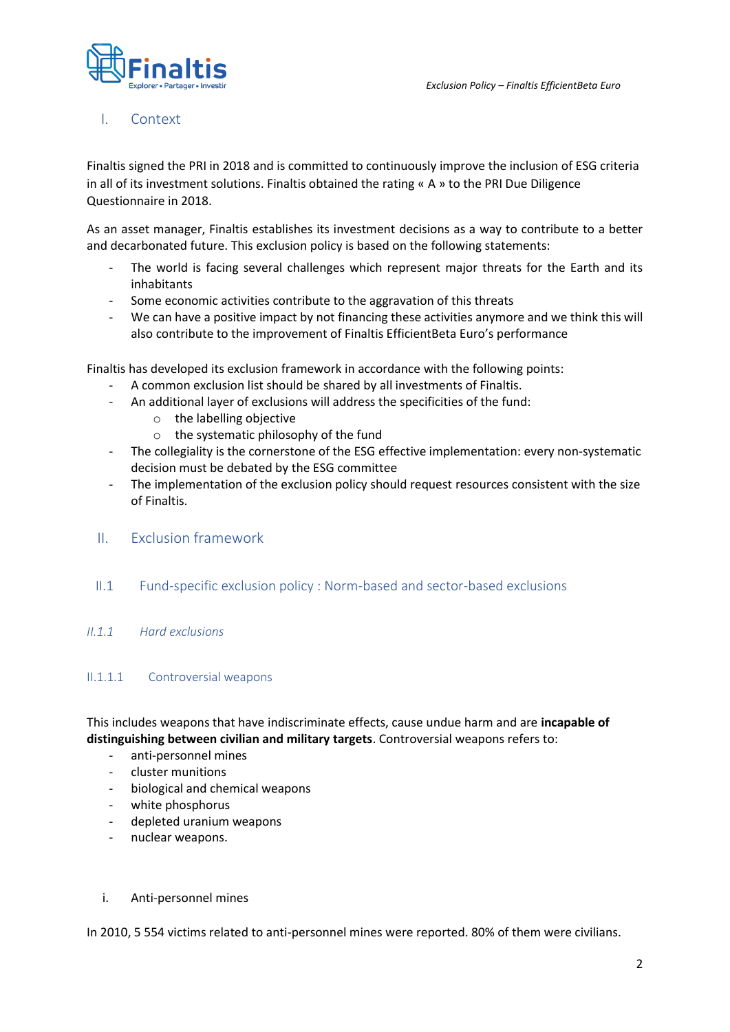## I. Context

Finaltis signed the PRI in 2018 and is committed to continuously improve the inclusion of ESG criteria in all of its investment solutions. Finaltis obtained the rating « A » to the PRI Due Diligence Questionnaire in 2018.

As an asset manager, Finaltis establishes its investment decisions as a way to contribute to a better and decarbonated future. This exclusion policy is based on the following statements:

- The world is facing several challenges which represent major threats for the Earth and its inhabitants
- Some economic activities contribute to the aggravation of this threats
- We can have a positive impact by not financing these activities anymore and we think this will also contribute to the improvement of Finaltis EfficientBeta Euro's performance

Finaltis has developed its exclusion framework in accordance with the following points:

- A common exclusion list should be shared by all investments of Finaltis.
- An additional layer of exclusions will address the specificities of the fund:
  - the labelling objective
  - the systematic philosophy of the fund
- The collegiality is the cornerstone of the ESG effective implementation: every non-systematic decision must be debated by the ESG committee
- The implementation of the exclusion policy should request resources consistent with the size of Finaltis.

## II. Exclusion framework

### II.1 Fund-specific exclusion policy : Norm-based and sector-based exclusions

#### *II.1.1 Hard exclusions*

##### II.1.1.1 Controversial weapons

This includes weapons that have indiscriminate effects, cause undue harm and are **incapable of distinguishing between civilian and military targets**. Controversial weapons refers to:

- anti-personnel mines
- cluster munitions
- biological and chemical weapons
- white phosphorus
- depleted uranium weapons
- nuclear weapons.

i. Anti-personnel mines

In 2010, 5 554 victims related to anti-personnel mines were reported. 80% of them were civilians.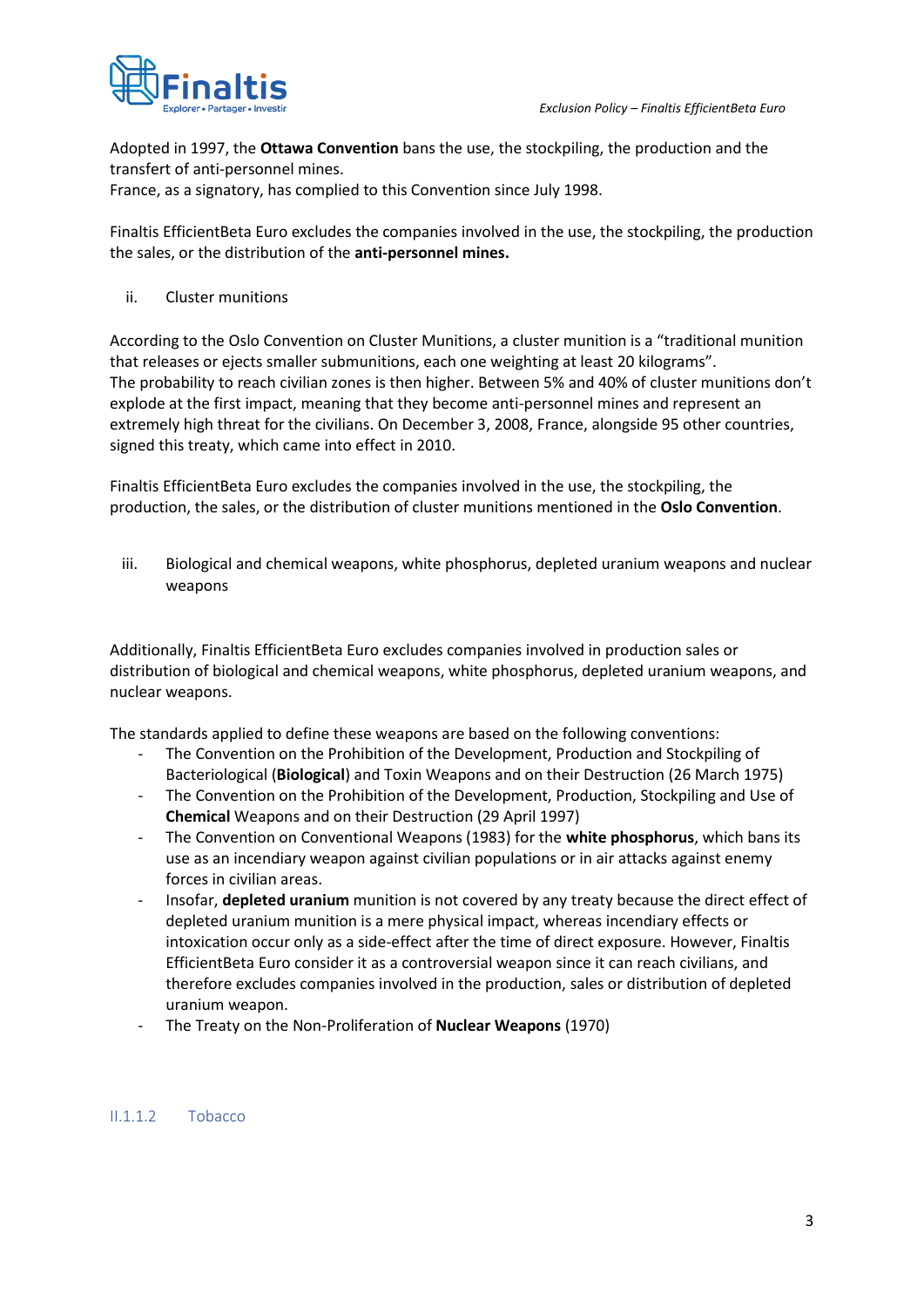Adopted in 1997, the **Ottawa Convention** bans the use, the stockpiling, the production and the transfert of anti-personnel mines.
France, as a signatory, has complied to this Convention since July 1998.

Finaltis EfficientBeta Euro excludes the companies involved in the use, the stockpiling, the production the sales, or the distribution of the **anti-personnel mines.**

ii. Cluster munitions

According to the Oslo Convention on Cluster Munitions, a cluster munition is a "traditional munition that releases or ejects smaller submunitions, each one weighting at least 20 kilograms".
The probability to reach civilian zones is then higher. Between 5% and 40% of cluster munitions don't explode at the first impact, meaning that they become anti-personnel mines and represent an extremely high threat for the civilians. On December 3, 2008, France, alongside 95 other countries, signed this treaty, which came into effect in 2010.

Finaltis EfficientBeta Euro excludes the companies involved in the use, the stockpiling, the production, the sales, or the distribution of cluster munitions mentioned in the **Oslo Convention**.

iii. Biological and chemical weapons, white phosphorus, depleted uranium weapons and nuclear weapons

Additionally, Finaltis EfficientBeta Euro excludes companies involved in production sales or distribution of biological and chemical weapons, white phosphorus, depleted uranium weapons, and nuclear weapons.

The standards applied to define these weapons are based on the following conventions:

- The Convention on the Prohibition of the Development, Production and Stockpiling of Bacteriological (**Biological**) and Toxin Weapons and on their Destruction (26 March 1975)
- The Convention on the Prohibition of the Development, Production, Stockpiling and Use of **Chemical** Weapons and on their Destruction (29 April 1997)
- The Convention on Conventional Weapons (1983) for the **white phosphorus**, which bans its use as an incendiary weapon against civilian populations or in air attacks against enemy forces in civilian areas.
- Insofar, **depleted uranium** munition is not covered by any treaty because the direct effect of depleted uranium munition is a mere physical impact, whereas incendiary effects or intoxication occur only as a side-effect after the time of direct exposure. However, Finaltis EfficientBeta Euro consider it as a controversial weapon since it can reach civilians, and therefore excludes companies involved in the production, sales or distribution of depleted uranium weapon.
- The Treaty on the Non-Proliferation of **Nuclear Weapons** (1970)

#### II.1.1.2 Tobacco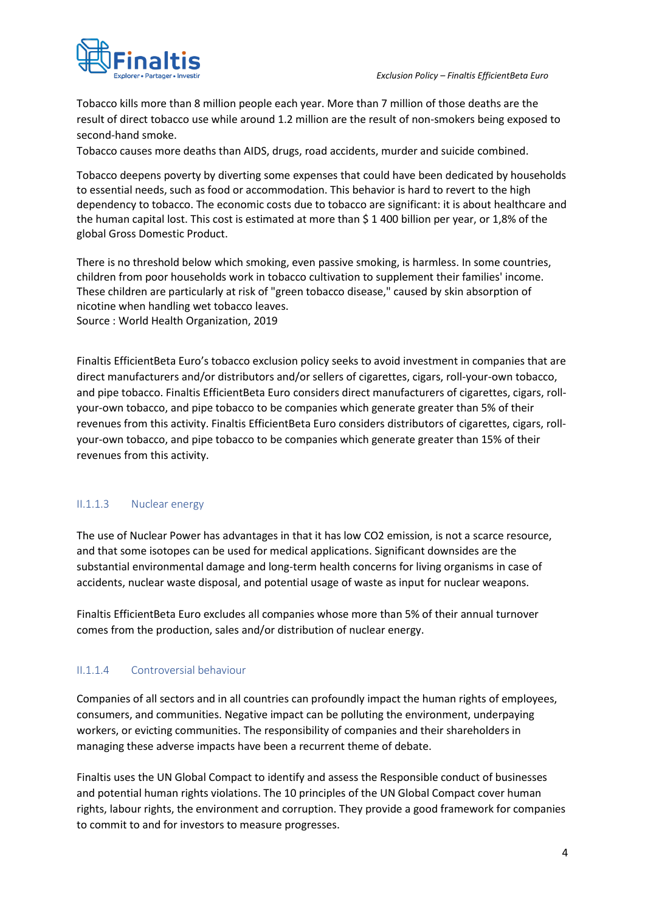Tobacco kills more than 8 million people each year. More than 7 million of those deaths are the result of direct tobacco use while around 1.2 million are the result of non-smokers being exposed to second-hand smoke.
Tobacco causes more deaths than AIDS, drugs, road accidents, murder and suicide combined.

Tobacco deepens poverty by diverting some expenses that could have been dedicated by households to essential needs, such as food or accommodation. This behavior is hard to revert to the high dependency to tobacco. The economic costs due to tobacco are significant: it is about healthcare and the human capital lost. This cost is estimated at more than $ 1 400 billion per year, or 1,8% of the global Gross Domestic Product.

There is no threshold below which smoking, even passive smoking, is harmless. In some countries, children from poor households work in tobacco cultivation to supplement their families' income. These children are particularly at risk of "green tobacco disease," caused by skin absorption of nicotine when handling wet tobacco leaves.
Source : World Health Organization, 2019

Finaltis EfficientBeta Euro's tobacco exclusion policy seeks to avoid investment in companies that are direct manufacturers and/or distributors and/or sellers of cigarettes, cigars, roll-your-own tobacco, and pipe tobacco. Finaltis EfficientBeta Euro considers direct manufacturers of cigarettes, cigars, roll-your-own tobacco, and pipe tobacco to be companies which generate greater than 5% of their revenues from this activity. Finaltis EfficientBeta Euro considers distributors of cigarettes, cigars, roll-your-own tobacco, and pipe tobacco to be companies which generate greater than 15% of their revenues from this activity.

#### II.1.1.3 Nuclear energy

The use of Nuclear Power has advantages in that it has low CO2 emission, is not a scarce resource, and that some isotopes can be used for medical applications. Significant downsides are the substantial environmental damage and long-term health concerns for living organisms in case of accidents, nuclear waste disposal, and potential usage of waste as input for nuclear weapons.

Finaltis EfficientBeta Euro excludes all companies whose more than 5% of their annual turnover comes from the production, sales and/or distribution of nuclear energy.

#### II.1.1.4 Controversial behaviour

Companies of all sectors and in all countries can profoundly impact the human rights of employees, consumers, and communities. Negative impact can be polluting the environment, underpaying workers, or evicting communities. The responsibility of companies and their shareholders in managing these adverse impacts have been a recurrent theme of debate.

Finaltis uses the UN Global Compact to identify and assess the Responsible conduct of businesses and potential human rights violations. The 10 principles of the UN Global Compact cover human rights, labour rights, the environment and corruption. They provide a good framework for companies to commit to and for investors to measure progresses.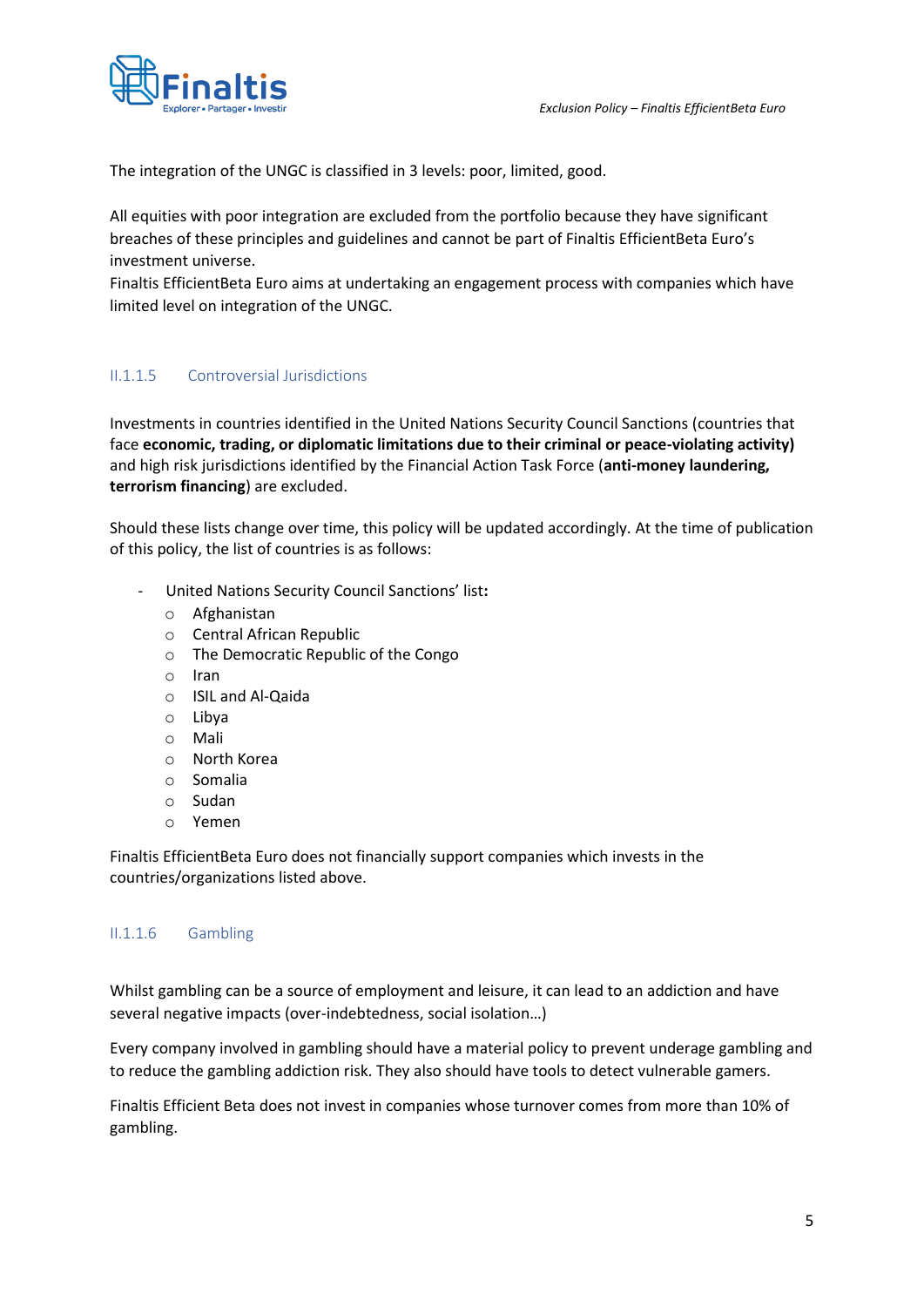The integration of the UNGC is classified in 3 levels: poor, limited, good.

All equities with poor integration are excluded from the portfolio because they have significant breaches of these principles and guidelines and cannot be part of Finaltis EfficientBeta Euro's investment universe.
Finaltis EfficientBeta Euro aims at undertaking an engagement process with companies which have limited level on integration of the UNGC.

#### II.1.1.5 Controversial Jurisdictions

Investments in countries identified in the United Nations Security Council Sanctions (countries that face **economic, trading, or diplomatic limitations due to their criminal or peace-violating activity)** and high risk jurisdictions identified by the Financial Action Task Force (**anti-money laundering, terrorism financing**) are excluded.

Should these lists change over time, this policy will be updated accordingly. At the time of publication of this policy, the list of countries is as follows:

- United Nations Security Council Sanctions' list**:**
  - Afghanistan
  - Central African Republic
  - The Democratic Republic of the Congo
  - Iran
  - ISIL and Al-Qaida
  - Libya
  - Mali
  - North Korea
  - Somalia
  - Sudan
  - Yemen

Finaltis EfficientBeta Euro does not financially support companies which invests in the countries/organizations listed above.

#### II.1.1.6 Gambling

Whilst gambling can be a source of employment and leisure, it can lead to an addiction and have several negative impacts (over-indebtedness, social isolation…)

Every company involved in gambling should have a material policy to prevent underage gambling and to reduce the gambling addiction risk. They also should have tools to detect vulnerable gamers.

Finaltis Efficient Beta does not invest in companies whose turnover comes from more than 10% of gambling.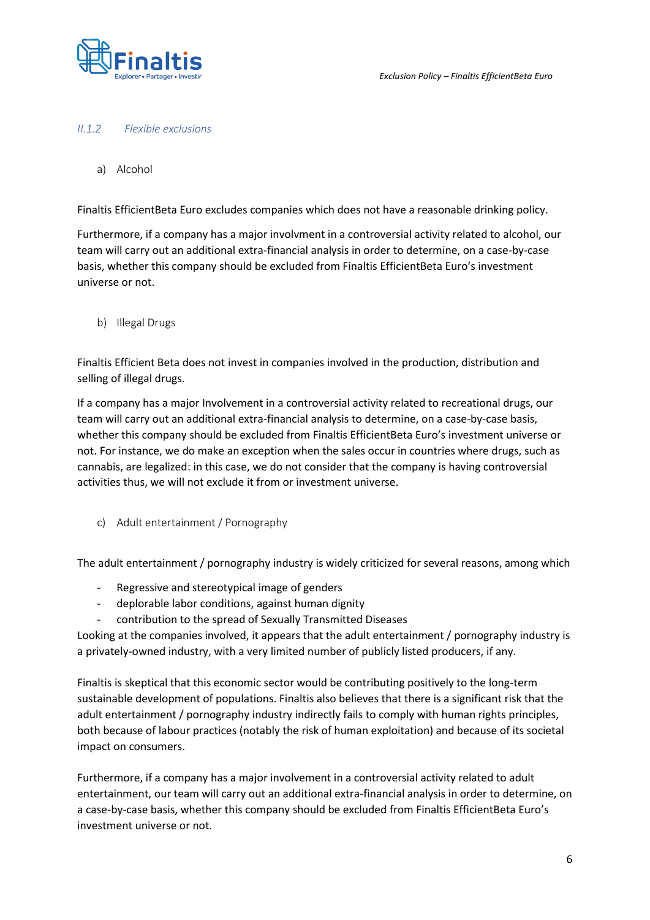### *II.1.2 Flexible exclusions*

a) Alcohol

Finaltis EfficientBeta Euro excludes companies which does not have a reasonable drinking policy.

Furthermore, if a company has a major involvment in a controversial activity related to alcohol, our team will carry out an additional extra-financial analysis in order to determine, on a case-by-case basis, whether this company should be excluded from Finaltis EfficientBeta Euro's investment universe or not.

b) Illegal Drugs

Finaltis Efficient Beta does not invest in companies involved in the production, distribution and selling of illegal drugs.

If a company has a major Involvement in a controversial activity related to recreational drugs, our team will carry out an additional extra-financial analysis to determine, on a case-by-case basis, whether this company should be excluded from Finaltis EfficientBeta Euro's investment universe or not. For instance, we do make an exception when the sales occur in countries where drugs, such as cannabis, are legalized: in this case, we do not consider that the company is having controversial activities thus, we will not exclude it from or investment universe.

c) Adult entertainment / Pornography

The adult entertainment / pornography industry is widely criticized for several reasons, among which

- Regressive and stereotypical image of genders
- deplorable labor conditions, against human dignity
- contribution to the spread of Sexually Transmitted Diseases

Looking at the companies involved, it appears that the adult entertainment / pornography industry is a privately-owned industry, with a very limited number of publicly listed producers, if any.

Finaltis is skeptical that this economic sector would be contributing positively to the long-term sustainable development of populations. Finaltis also believes that there is a significant risk that the adult entertainment / pornography industry indirectly fails to comply with human rights principles, both because of labour practices (notably the risk of human exploitation) and because of its societal impact on consumers.

Furthermore, if a company has a major involvement in a controversial activity related to adult entertainment, our team will carry out an additional extra-financial analysis in order to determine, on a case-by-case basis, whether this company should be excluded from Finaltis EfficientBeta Euro's investment universe or not.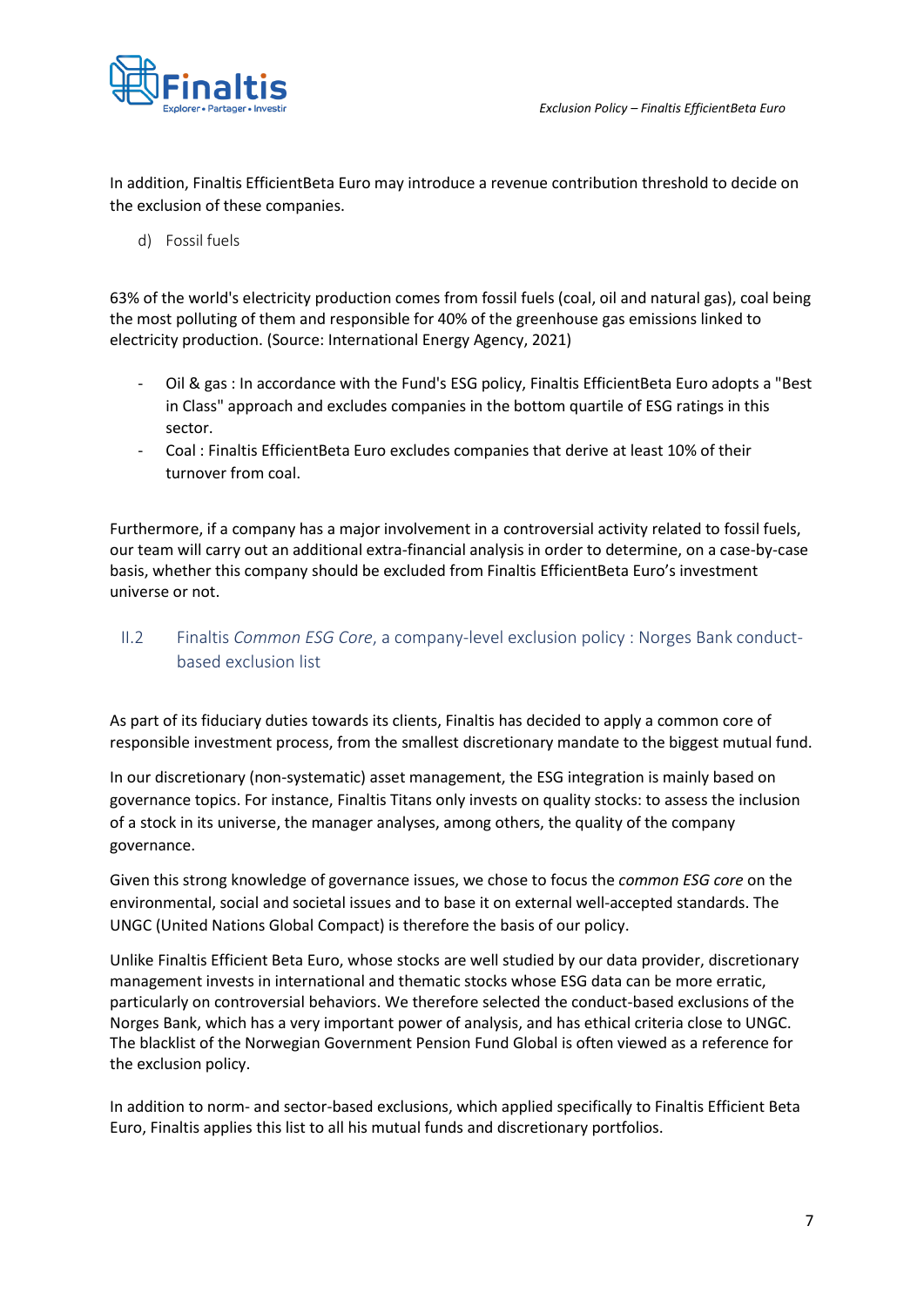In addition, Finaltis EfficientBeta Euro may introduce a revenue contribution threshold to decide on the exclusion of these companies.

d) Fossil fuels

63% of the world's electricity production comes from fossil fuels (coal, oil and natural gas), coal being the most polluting of them and responsible for 40% of the greenhouse gas emissions linked to electricity production. (Source: International Energy Agency, 2021)

- Oil & gas : In accordance with the Fund's ESG policy, Finaltis EfficientBeta Euro adopts a "Best in Class" approach and excludes companies in the bottom quartile of ESG ratings in this sector.
- Coal : Finaltis EfficientBeta Euro excludes companies that derive at least 10% of their turnover from coal.

Furthermore, if a company has a major involvement in a controversial activity related to fossil fuels, our team will carry out an additional extra-financial analysis in order to determine, on a case-by-case basis, whether this company should be excluded from Finaltis EfficientBeta Euro's investment universe or not.

## II.2 Finaltis *Common ESG Core*, a company-level exclusion policy : Norges Bank conduct-based exclusion list

As part of its fiduciary duties towards its clients, Finaltis has decided to apply a common core of responsible investment process, from the smallest discretionary mandate to the biggest mutual fund.

In our discretionary (non-systematic) asset management, the ESG integration is mainly based on governance topics. For instance, Finaltis Titans only invests on quality stocks: to assess the inclusion of a stock in its universe, the manager analyses, among others, the quality of the company governance.

Given this strong knowledge of governance issues, we chose to focus the *common ESG core* on the environmental, social and societal issues and to base it on external well-accepted standards. The UNGC (United Nations Global Compact) is therefore the basis of our policy.

Unlike Finaltis Efficient Beta Euro, whose stocks are well studied by our data provider, discretionary management invests in international and thematic stocks whose ESG data can be more erratic, particularly on controversial behaviors. We therefore selected the conduct-based exclusions of the Norges Bank, which has a very important power of analysis, and has ethical criteria close to UNGC. The blacklist of the Norwegian Government Pension Fund Global is often viewed as a reference for the exclusion policy.

In addition to norm- and sector-based exclusions, which applied specifically to Finaltis Efficient Beta Euro, Finaltis applies this list to all his mutual funds and discretionary portfolios.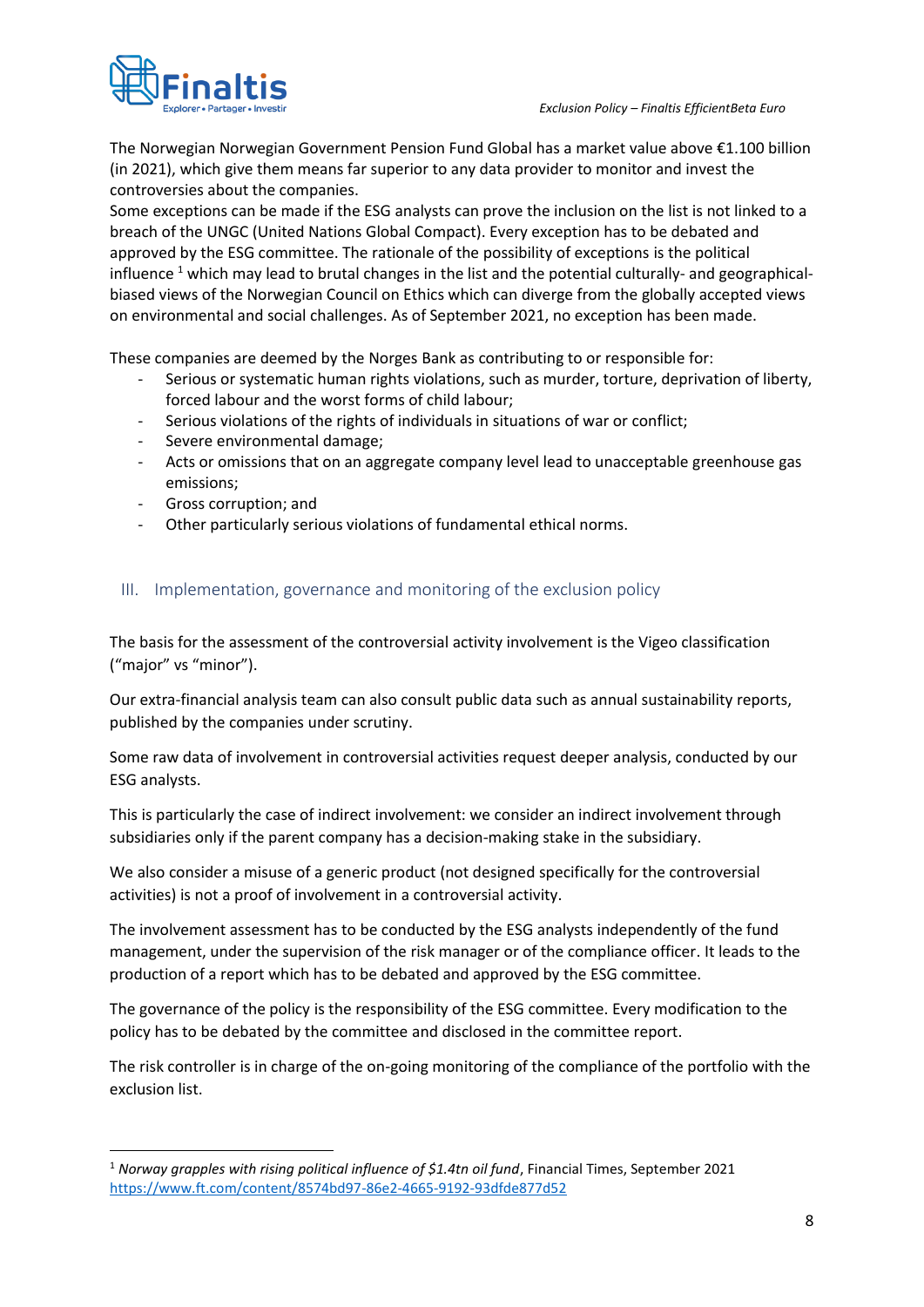The Norwegian Norwegian Government Pension Fund Global has a market value above €1.100 billion (in 2021), which give them means far superior to any data provider to monitor and invest the controversies about the companies.

Some exceptions can be made if the ESG analysts can prove the inclusion on the list is not linked to a breach of the UNGC (United Nations Global Compact). Every exception has to be debated and approved by the ESG committee. The rationale of the possibility of exceptions is the political influence [1] which may lead to brutal changes in the list and the potential culturally- and geographical-biased views of the Norwegian Council on Ethics which can diverge from the globally accepted views on environmental and social challenges. As of September 2021, no exception has been made.

These companies are deemed by the Norges Bank as contributing to or responsible for:

- Serious or systematic human rights violations, such as murder, torture, deprivation of liberty, forced labour and the worst forms of child labour;
- Serious violations of the rights of individuals in situations of war or conflict;
- Severe environmental damage;
- Acts or omissions that on an aggregate company level lead to unacceptable greenhouse gas emissions;
- Gross corruption; and
- Other particularly serious violations of fundamental ethical norms.

## III. Implementation, governance and monitoring of the exclusion policy

The basis for the assessment of the controversial activity involvement is the Vigeo classification (“major” vs “minor”).

Our extra-financial analysis team can also consult public data such as annual sustainability reports, published by the companies under scrutiny.

Some raw data of involvement in controversial activities request deeper analysis, conducted by our ESG analysts.

This is particularly the case of indirect involvement: we consider an indirect involvement through subsidiaries only if the parent company has a decision-making stake in the subsidiary.

We also consider a misuse of a generic product (not designed specifically for the controversial activities) is not a proof of involvement in a controversial activity.

The involvement assessment has to be conducted by the ESG analysts independently of the fund management, under the supervision of the risk manager or of the compliance officer. It leads to the production of a report which has to be debated and approved by the ESG committee.

The governance of the policy is the responsibility of the ESG committee. Every modification to the policy has to be debated by the committee and disclosed in the committee report.

The risk controller is in charge of the on-going monitoring of the compliance of the portfolio with the exclusion list.

---

[1] *Norway grapples with rising political influence of $1.4tn oil fund*, Financial Times, September 2021 https://www.ft.com/content/8574bd97-86e2-4665-9192-93dfde877d52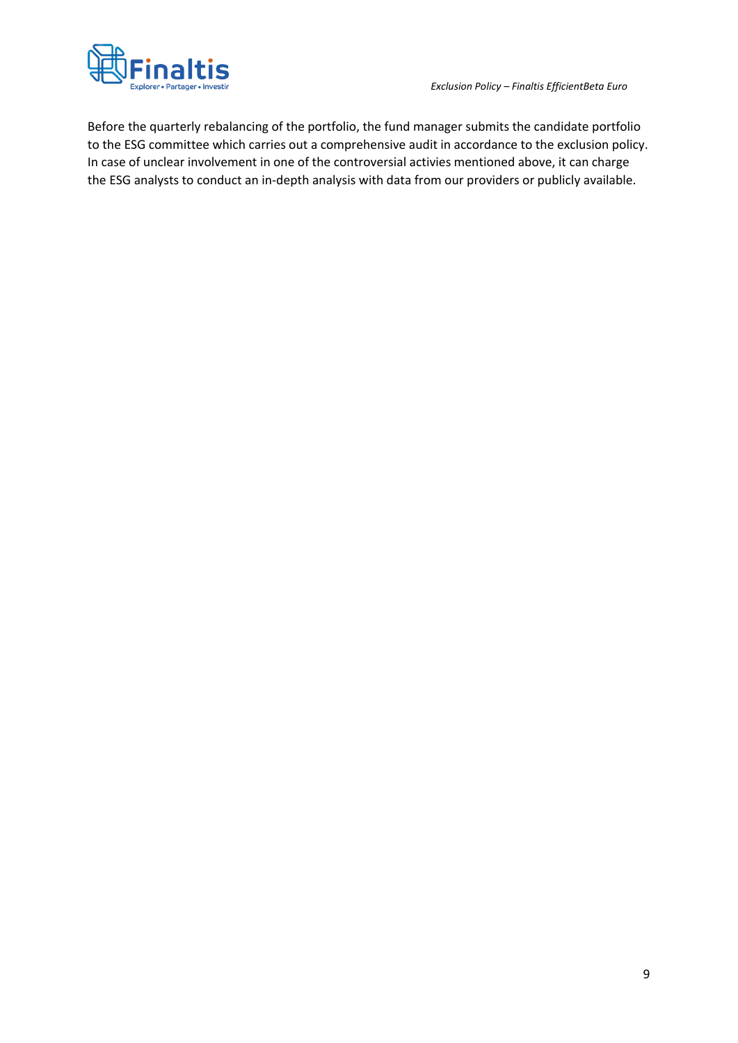Before the quarterly rebalancing of the portfolio, the fund manager submits the candidate portfolio to the ESG committee which carries out a comprehensive audit in accordance to the exclusion policy. In case of unclear involvement in one of the controversial activies mentioned above, it can charge the ESG analysts to conduct an in-depth analysis with data from our providers or publicly available.